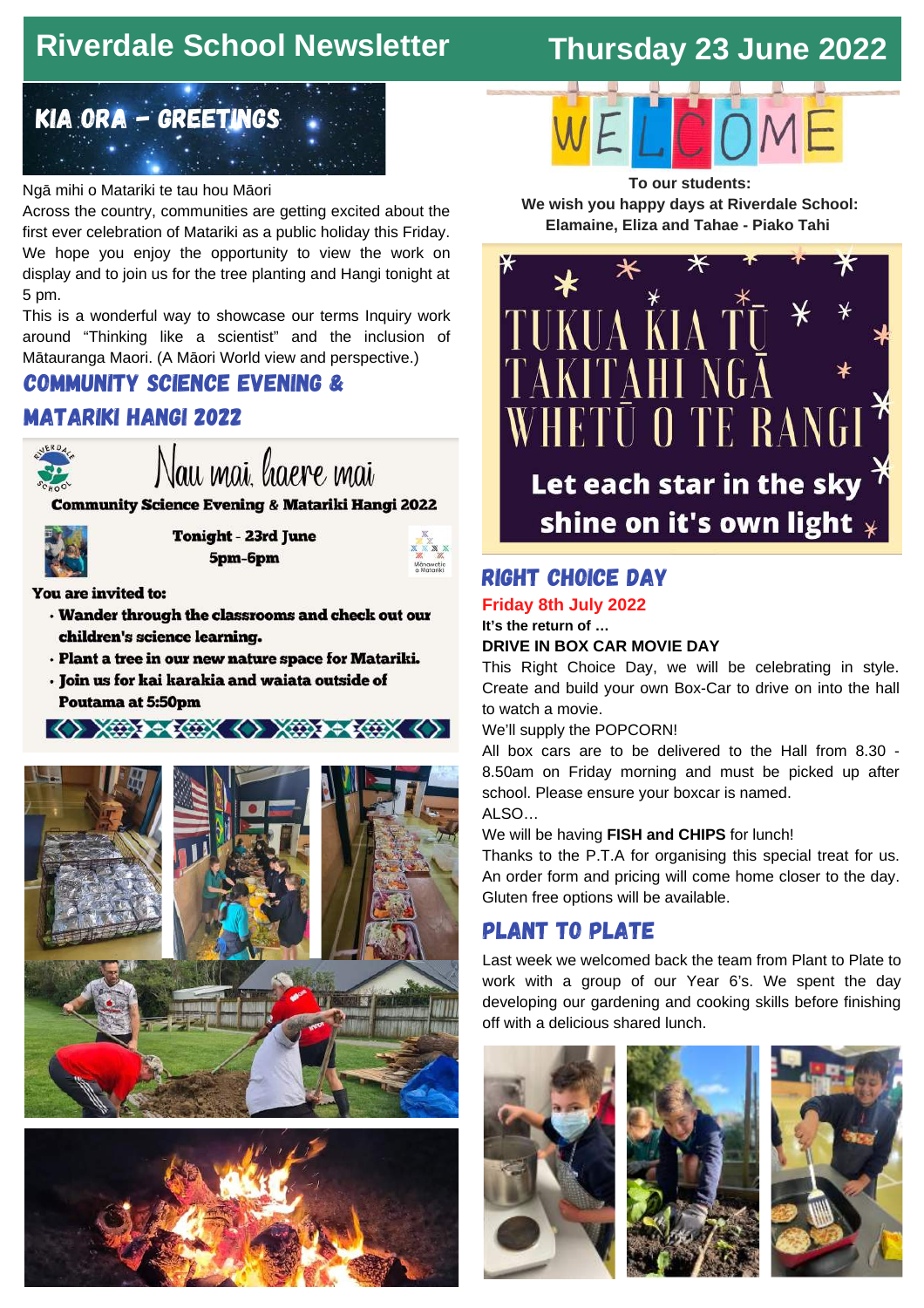# Riverdale School Newsletter

**Thursday 23 June 2022**

## KIA ORA – GREETINGS

Ngā mihi o Matariki te tau hou Māori

Across the country, communities are getting excited about the first ever celebration of Matariki as a public holiday this Friday. We hope you enjoy the opportunity to view the work on display and to join us for the tree planting and Hangi tonight at 5 pm.

This is a wonderful way to showcase our terms Inquiry work around "Thinking like a scientist" and the inclusion of Mātauranga Maori. (A Māori World view and perspective.)

## COMMUNITY SCIENCE EVENING & MATARIKI HANGI 2022

Nau mai, haere mai

**Community Science Evening & Matariki Hangi 2022**

**Tonight - 23rd June**
**5pm-6pm**

**You are invited to:**

- **Wander through the classrooms and check out our children's science learning.**
- **Plant a tree in our new nature space for Matariki.**
- **Join us for kai karakia and waiata outside of Poutama at 5:50pm**

## WELCOME

**To our students:**
**We wish you happy days at Riverdale School:**
**Elamaine, Eliza and Tahae - Piako Tahi**

TUKUA KIA TŪ TAKITAHI NGĀ WHETŪ O TE RANGI

**Let each star in the sky shine on it's own light**

## RIGHT CHOICE DAY

**Friday 8th July 2022**

**It's the return of …**

**DRIVE IN BOX CAR MOVIE DAY**

This Right Choice Day, we will be celebrating in style. Create and build your own Box-Car to drive on into the hall to watch a movie.

We'll supply the POPCORN!

All box cars are to be delivered to the Hall from 8.30 - 8.50am on Friday morning and must be picked up after school. Please ensure your boxcar is named.

ALSO…

We will be having **FISH and CHIPS** for lunch!

Thanks to the P.T.A for organising this special treat for us. An order form and pricing will come home closer to the day. Gluten free options will be available.

## PLANT TO PLATE

Last week we welcomed back the team from Plant to Plate to work with a group of our Year 6's. We spent the day developing our gardening and cooking skills before finishing off with a delicious shared lunch.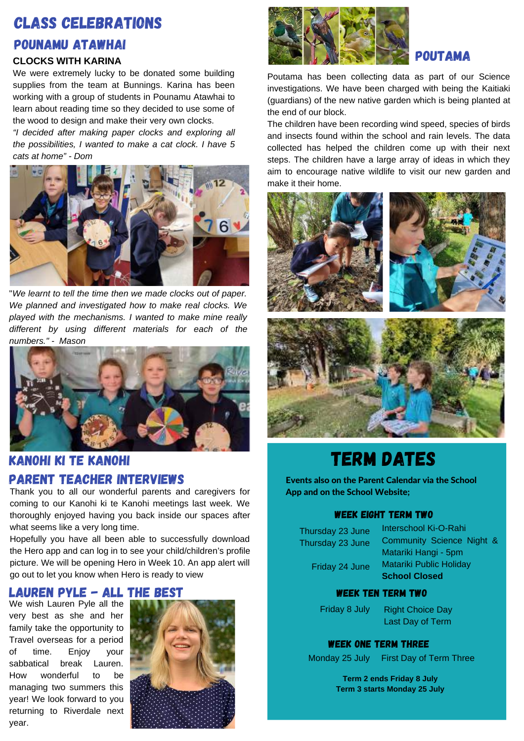# CLASS CELEBRATIONS

## POUNAMU ATAWHAI

**CLOCKS WITH KARINA**

We were extremely lucky to be donated some building supplies from the team at Bunnings. Karina has been working with a group of students in Pounamu Atawhai to learn about reading time so they decided to use some of the wood to design and make their very own clocks.

*"I decided after making paper clocks and exploring all the possibilities, I wanted to make a cat clock. I have 5 cats at home" - Dom*

"*We learnt to tell the time then we made clocks out of paper. We planned and investigated how to make real clocks. We played with the mechanisms. I wanted to make mine really different by using different materials for each of the numbers." - Mason*

## KANOHI KI TE KANOHI

## PARENT TEACHER INTERVIEWS

Thank you to all our wonderful parents and caregivers for coming to our Kanohi ki te Kanohi meetings last week. We thoroughly enjoyed having you back inside our spaces after what seems like a very long time.

Hopefully you have all been able to successfully download the Hero app and can log in to see your child/children's profile picture. We will be opening Hero in Week 10. An app alert will go out to let you know when Hero is ready to view

## LAUREN PYLE - ALL THE BEST

We wish Lauren Pyle all the very best as she and her family take the opportunity to Travel overseas for a period of time. Enjoy your sabbatical break Lauren. How wonderful to be managing two summers this year! We look forward to you returning to Riverdale next year.

## POUTAMA

Poutama has been collecting data as part of our Science investigations. We have been charged with being the Kaitiaki (guardians) of the new native garden which is being planted at the end of our block.

The children have been recording wind speed, species of birds and insects found within the school and rain levels. The data collected has helped the children come up with their next steps. The children have a large array of ideas in which they aim to encourage native wildlife to visit our new garden and make it their home.

# TERM DATES

**Events also on the Parent Calendar via the School App and on the School Website;**

### WEEK EIGHT TERM TWO

| | |
|---|---|
| Thursday 23 June | Interschool Ki-O-Rahi |
| Thursday 23 June | Community Science Night & Matariki Hangi - 5pm |
| Friday 24 June | Matariki Public Holiday **School Closed** |

### WEEK TEN TERM TWO

| | |
|---|---|
| Friday 8 July | Right Choice Day<br>Last Day of Term |

### WEEK ONE TERM THREE

| | |
|---|---|
| Monday 25 July | First Day of Term Three |

**Term 2 ends Friday 8 July**
**Term 3 starts Monday 25 July**